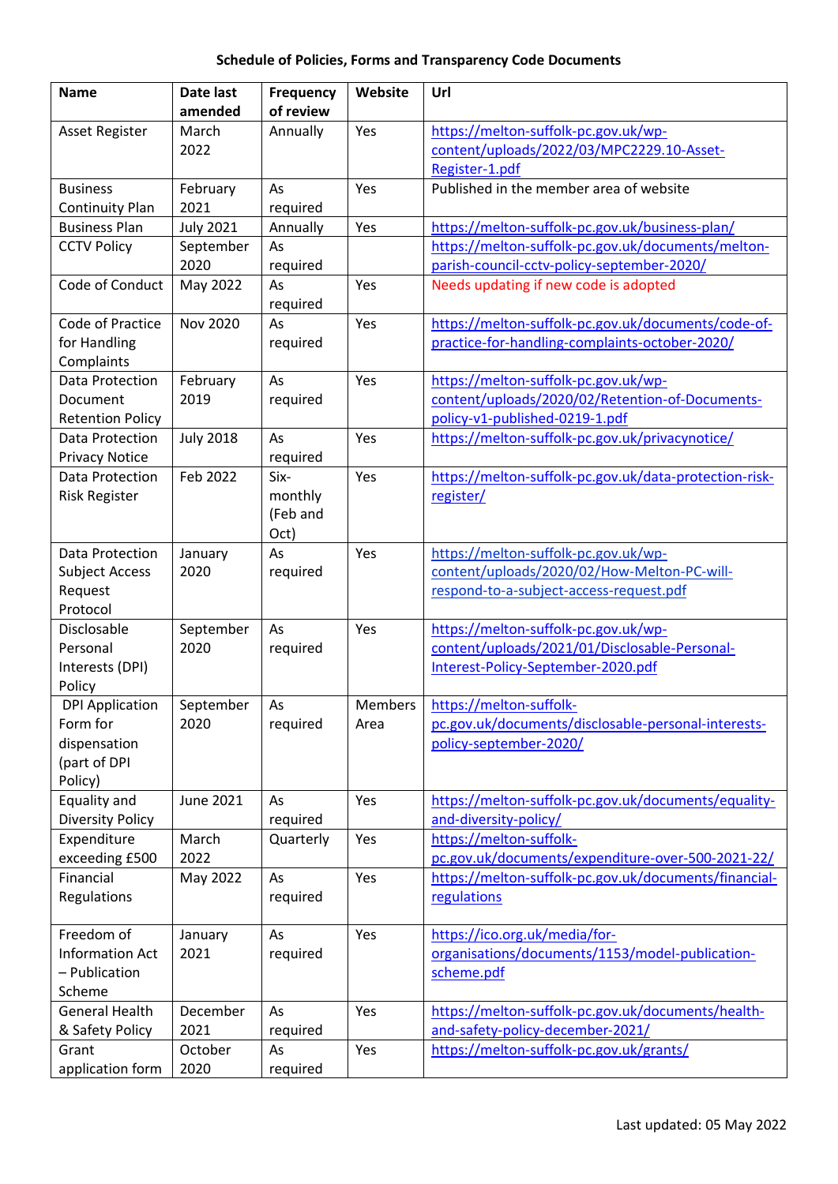**Schedule of Policies, Forms and Transparency Code Documents**

| Name | Date last amended | Frequency of review | Website | Url |
|---|---|---|---|---|
| Asset Register | March 2022 | Annually | Yes | https://melton-suffolk-pc.gov.uk/wp-content/uploads/2022/03/MPC2229.10-Asset-Register-1.pdf |
| Business Continuity Plan | February 2021 | As required | Yes | Published in the member area of website |
| Business Plan | July 2021 | Annually | Yes | https://melton-suffolk-pc.gov.uk/business-plan/ |
| CCTV Policy | September 2020 | As required | | https://melton-suffolk-pc.gov.uk/documents/melton-parish-council-cctv-policy-september-2020/ |
| Code of Conduct | May 2022 | As required | Yes | Needs updating if new code is adopted |
| Code of Practice for Handling Complaints | Nov 2020 | As required | Yes | https://melton-suffolk-pc.gov.uk/documents/code-of-practice-for-handling-complaints-october-2020/ |
| Data Protection Document Retention Policy | February 2019 | As required | Yes | https://melton-suffolk-pc.gov.uk/wp-content/uploads/2020/02/Retention-of-Documents-policy-v1-published-0219-1.pdf |
| Data Protection Privacy Notice | July 2018 | As required | Yes | https://melton-suffolk-pc.gov.uk/privacynotice/ |
| Data Protection Risk Register | Feb 2022 | Six-monthly (Feb and Oct) | Yes | https://melton-suffolk-pc.gov.uk/data-protection-risk-register/ |
| Data Protection Subject Access Request Protocol | January 2020 | As required | Yes | https://melton-suffolk-pc.gov.uk/wp-content/uploads/2020/02/How-Melton-PC-will-respond-to-a-subject-access-request.pdf |
| Disclosable Personal Interests (DPI) Policy | September 2020 | As required | Yes | https://melton-suffolk-pc.gov.uk/wp-content/uploads/2021/01/Disclosable-Personal-Interest-Policy-September-2020.pdf |
| DPI Application Form for dispensation (part of DPI Policy) | September 2020 | As required | Members Area | https://melton-suffolk-pc.gov.uk/documents/disclosable-personal-interests-policy-september-2020/ |
| Equality and Diversity Policy | June 2021 | As required | Yes | https://melton-suffolk-pc.gov.uk/documents/equality-and-diversity-policy/ |
| Expenditure exceeding £500 | March 2022 | Quarterly | Yes | https://melton-suffolk-pc.gov.uk/documents/expenditure-over-500-2021-22/ |
| Financial Regulations | May 2022 | As required | Yes | https://melton-suffolk-pc.gov.uk/documents/financial-regulations |
| Freedom of Information Act – Publication Scheme | January 2021 | As required | Yes | https://ico.org.uk/media/for-organisations/documents/1153/model-publication-scheme.pdf |
| General Health & Safety Policy | December 2021 | As required | Yes | https://melton-suffolk-pc.gov.uk/documents/health-and-safety-policy-december-2021/ |
| Grant application form | October 2020 | As required | Yes | https://melton-suffolk-pc.gov.uk/grants/ |

Last updated: 05 May 2022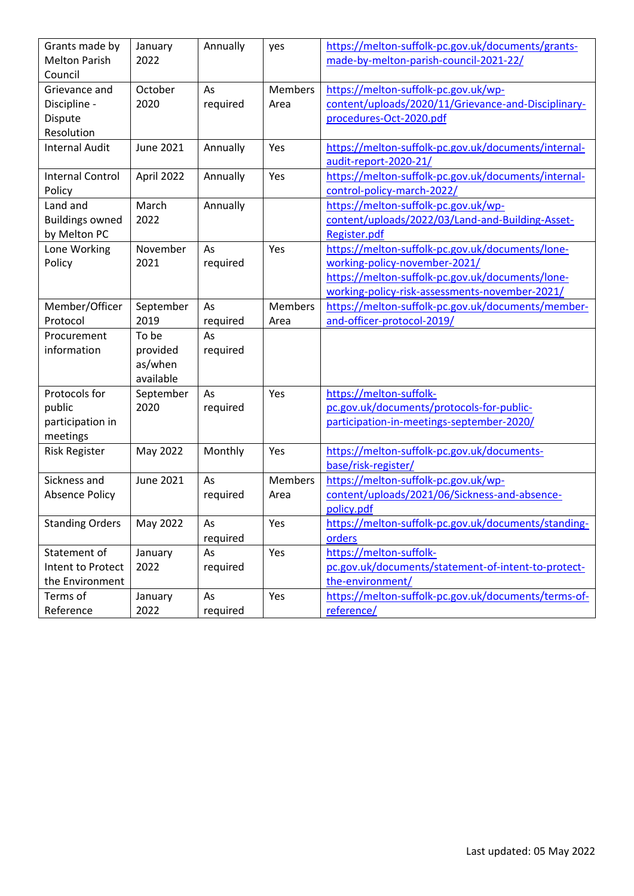| | | | | |
|---|---|---|---|---|
| Grants made by Melton Parish Council | January 2022 | Annually | yes | https://melton-suffolk-pc.gov.uk/documents/grants-made-by-melton-parish-council-2021-22/ |
| Grievance and Discipline - Dispute Resolution | October 2020 | As required | Members Area | https://melton-suffolk-pc.gov.uk/wp-content/uploads/2020/11/Grievance-and-Disciplinary-procedures-Oct-2020.pdf |
| Internal Audit | June 2021 | Annually | Yes | https://melton-suffolk-pc.gov.uk/documents/internal-audit-report-2020-21/ |
| Internal Control Policy | April 2022 | Annually | Yes | https://melton-suffolk-pc.gov.uk/documents/internal-control-policy-march-2022/ |
| Land and Buildings owned by Melton PC | March 2022 | Annually | | https://melton-suffolk-pc.gov.uk/wp-content/uploads/2022/03/Land-and-Building-Asset-Register.pdf |
| Lone Working Policy | November 2021 | As required | Yes | https://melton-suffolk-pc.gov.uk/documents/lone-working-policy-november-2021/ https://melton-suffolk-pc.gov.uk/documents/lone-working-policy-risk-assessments-november-2021/ |
| Member/Officer Protocol | September 2019 | As required | Members Area | https://melton-suffolk-pc.gov.uk/documents/member-and-officer-protocol-2019/ |
| Procurement information | To be provided as/when available | As required | | |
| Protocols for public participation in meetings | September 2020 | As required | Yes | https://melton-suffolk-pc.gov.uk/documents/protocols-for-public-participation-in-meetings-september-2020/ |
| Risk Register | May 2022 | Monthly | Yes | https://melton-suffolk-pc.gov.uk/documents-base/risk-register/ |
| Sickness and Absence Policy | June 2021 | As required | Members Area | https://melton-suffolk-pc.gov.uk/wp-content/uploads/2021/06/Sickness-and-absence-policy.pdf |
| Standing Orders | May 2022 | As required | Yes | https://melton-suffolk-pc.gov.uk/documents/standing-orders |
| Statement of Intent to Protect the Environment | January 2022 | As required | Yes | https://melton-suffolk-pc.gov.uk/documents/statement-of-intent-to-protect-the-environment/ |
| Terms of Reference | January 2022 | As required | Yes | https://melton-suffolk-pc.gov.uk/documents/terms-of-reference/ |

Last updated: 05 May 2022